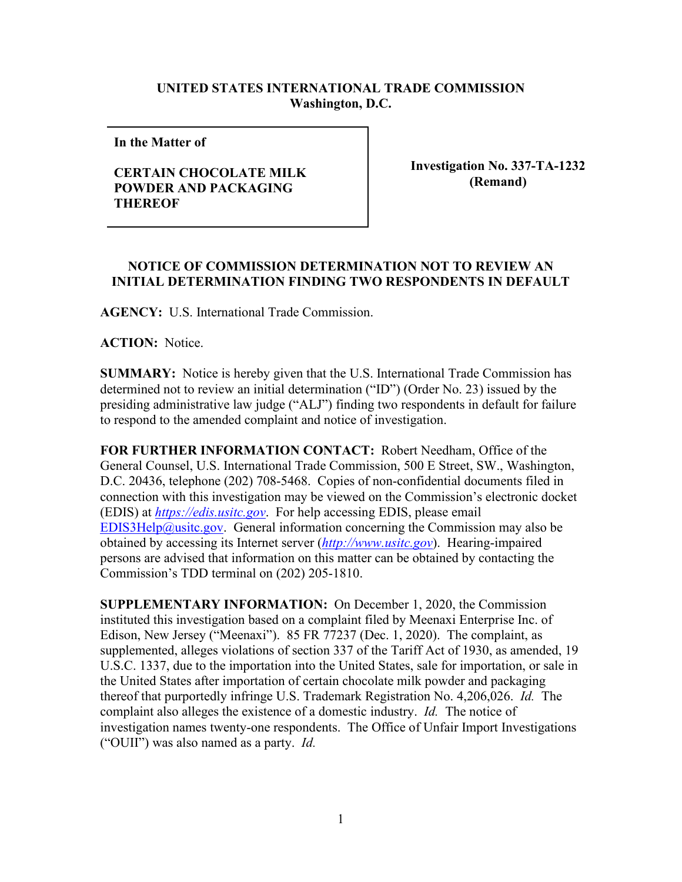**UNITED STATES INTERNATIONAL TRADE COMMISSION**
**Washington, D.C.**

| **In the Matter of** **CERTAIN CHOCOLATE MILK POWDER AND PACKAGING THEREOF** | **Investigation No. 337-TA-1232 (Remand)** |
|---|---|

**NOTICE OF COMMISSION DETERMINATION NOT TO REVIEW AN INITIAL DETERMINATION FINDING TWO RESPONDENTS IN DEFAULT**

**AGENCY:** U.S. International Trade Commission.

**ACTION:** Notice.

**SUMMARY:** Notice is hereby given that the U.S. International Trade Commission has determined not to review an initial determination ("ID") (Order No. 23) issued by the presiding administrative law judge ("ALJ") finding two respondents in default for failure to respond to the amended complaint and notice of investigation.

**FOR FURTHER INFORMATION CONTACT:** Robert Needham, Office of the General Counsel, U.S. International Trade Commission, 500 E Street, SW., Washington, D.C. 20436, telephone (202) 708-5468. Copies of non-confidential documents filed in connection with this investigation may be viewed on the Commission's electronic docket (EDIS) at *https://edis.usitc.gov*. For help accessing EDIS, please email EDIS3Help@usitc.gov. General information concerning the Commission may also be obtained by accessing its Internet server (*http://www.usitc.gov*). Hearing-impaired persons are advised that information on this matter can be obtained by contacting the Commission's TDD terminal on (202) 205-1810.

**SUPPLEMENTARY INFORMATION:** On December 1, 2020, the Commission instituted this investigation based on a complaint filed by Meenaxi Enterprise Inc. of Edison, New Jersey ("Meenaxi"). 85 FR 77237 (Dec. 1, 2020). The complaint, as supplemented, alleges violations of section 337 of the Tariff Act of 1930, as amended, 19 U.S.C. 1337, due to the importation into the United States, sale for importation, or sale in the United States after importation of certain chocolate milk powder and packaging thereof that purportedly infringe U.S. Trademark Registration No. 4,206,026. *Id.* The complaint also alleges the existence of a domestic industry. *Id.* The notice of investigation names twenty-one respondents. The Office of Unfair Import Investigations ("OUII") was also named as a party. *Id.*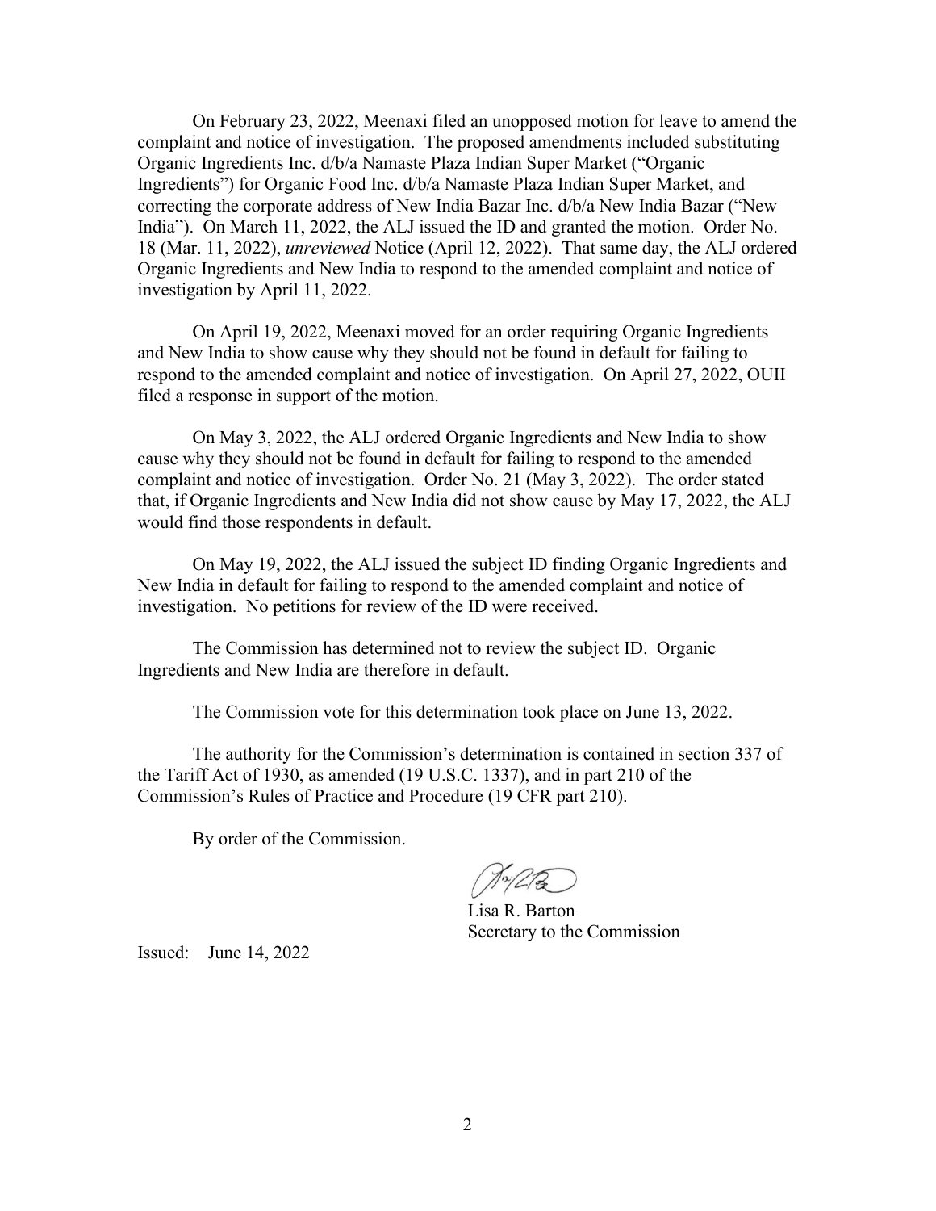On February 23, 2022, Meenaxi filed an unopposed motion for leave to amend the complaint and notice of investigation. The proposed amendments included substituting Organic Ingredients Inc. d/b/a Namaste Plaza Indian Super Market ("Organic Ingredients") for Organic Food Inc. d/b/a Namaste Plaza Indian Super Market, and correcting the corporate address of New India Bazar Inc. d/b/a New India Bazar ("New India"). On March 11, 2022, the ALJ issued the ID and granted the motion. Order No. 18 (Mar. 11, 2022), *unreviewed* Notice (April 12, 2022). That same day, the ALJ ordered Organic Ingredients and New India to respond to the amended complaint and notice of investigation by April 11, 2022.

On April 19, 2022, Meenaxi moved for an order requiring Organic Ingredients and New India to show cause why they should not be found in default for failing to respond to the amended complaint and notice of investigation. On April 27, 2022, OUII filed a response in support of the motion.

On May 3, 2022, the ALJ ordered Organic Ingredients and New India to show cause why they should not be found in default for failing to respond to the amended complaint and notice of investigation. Order No. 21 (May 3, 2022). The order stated that, if Organic Ingredients and New India did not show cause by May 17, 2022, the ALJ would find those respondents in default.

On May 19, 2022, the ALJ issued the subject ID finding Organic Ingredients and New India in default for failing to respond to the amended complaint and notice of investigation. No petitions for review of the ID were received.

The Commission has determined not to review the subject ID. Organic Ingredients and New India are therefore in default.

The Commission vote for this determination took place on June 13, 2022.

The authority for the Commission's determination is contained in section 337 of the Tariff Act of 1930, as amended (19 U.S.C. 1337), and in part 210 of the Commission's Rules of Practice and Procedure (19 CFR part 210).

By order of the Commission.

Lisa R. Barton
Secretary to the Commission

Issued: June 14, 2022